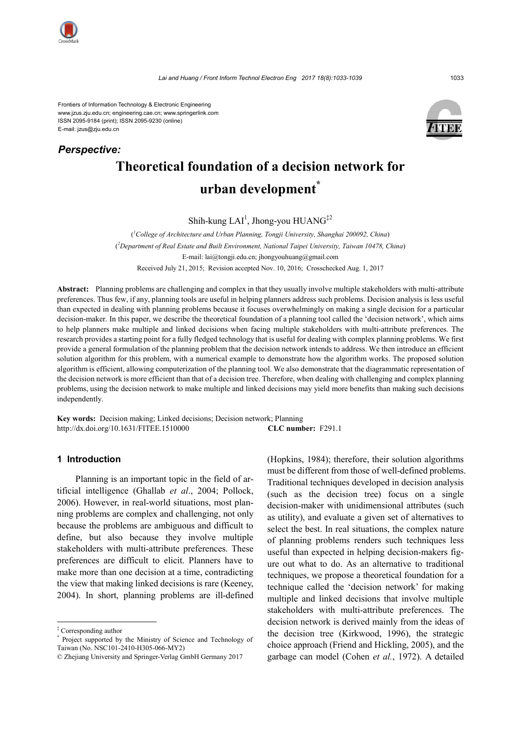Frontiers of Information Technology & Electronic Engineering
www.jzus.zju.edu.cn; engineering.cae.cn; www.springerlink.com
ISSN 2095-9184 (print); ISSN 2095-9230 (online)
E-mail: jzus@zju.edu.cn

***Perspective:***

# Theoretical foundation of a decision network for urban development*

Shih-kung LAI[1], Jhong-you HUANG[‡2]

([1]College of Architecture and Urban Planning, Tongji University, Shanghai 200092, China)
([2]Department of Real Estate and Built Environment, National Taipei University, Taiwan 10478, China)
E-mail: lai@tongji.edu.cn; jhongyouhuang@gmail.com
Received July 21, 2015; Revision accepted Nov. 10, 2016; Crosschecked Aug. 1, 2017

**Abstract:** Planning problems are challenging and complex in that they usually involve multiple stakeholders with multi-attribute preferences. Thus few, if any, planning tools are useful in helping planners address such problems. Decision analysis is less useful than expected in dealing with planning problems because it focuses overwhelmingly on making a single decision for a particular decision-maker. In this paper, we describe the theoretical foundation of a planning tool called the 'decision network', which aims to help planners make multiple and linked decisions when facing multiple stakeholders with multi-attribute preferences. The research provides a starting point for a fully fledged technology that is useful for dealing with complex planning problems. We first provide a general formulation of the planning problem that the decision network intends to address. We then introduce an efficient solution algorithm for this problem, with a numerical example to demonstrate how the algorithm works. The proposed solution algorithm is efficient, allowing computerization of the planning tool. We also demonstrate that the diagrammatic representation of the decision network is more efficient than that of a decision tree. Therefore, when dealing with challenging and complex planning problems, using the decision network to make multiple and linked decisions may yield more benefits than making such decisions independently.

**Key words:** Decision making; Linked decisions; Decision network; Planning
http://dx.doi.org/10.1631/FITEE.1510000 **CLC number:** F291.1

## 1 Introduction

Planning is an important topic in the field of artificial intelligence (Ghallab *et al*., 2004; Pollock, 2006). However, in real-world situations, most planning problems are complex and challenging, not only because the problems are ambiguous and difficult to define, but also because they involve multiple stakeholders with multi-attribute preferences. These preferences are difficult to elicit. Planners have to make more than one decision at a time, contradicting the view that making linked decisions is rare (Keeney, 2004). In short, planning problems are ill-defined (Hopkins, 1984); therefore, their solution algorithms must be different from those of well-defined problems. Traditional techniques developed in decision analysis (such as the decision tree) focus on a single decision-maker with unidimensional attributes (such as utility), and evaluate a given set of alternatives to select the best. In real situations, the complex nature of planning problems renders such techniques less useful than expected in helping decision-makers figure out what to do. As an alternative to traditional techniques, we propose a theoretical foundation for a technique called the 'decision network' for making multiple and linked decisions that involve multiple stakeholders with multi-attribute preferences. The decision network is derived mainly from the ideas of the decision tree (Kirkwood, 1996), the strategic choice approach (Friend and Hickling, 2005), and the garbage can model (Cohen *et al.*, 1972). A detailed

---

‡ Corresponding author
\* Project supported by the Ministry of Science and Technology of Taiwan (No. NSC101-2410-H305-066-MY2)
© Zhejiang University and Springer-Verlag GmbH Germany 2017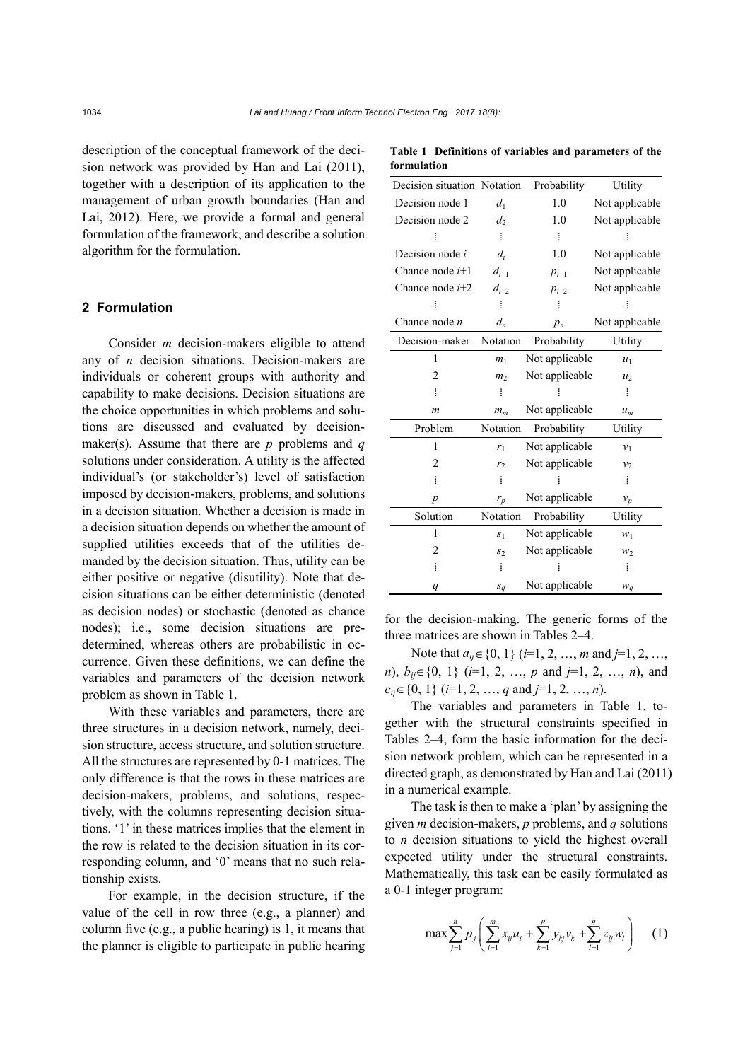description of the conceptual framework of the decision network was provided by Han and Lai (2011), together with a description of its application to the management of urban growth boundaries (Han and Lai, 2012). Here, we provide a formal and general formulation of the framework, and describe a solution algorithm for the formulation.

## 2 Formulation

Consider $m$ decision-makers eligible to attend any of $n$ decision situations. Decision-makers are individuals or coherent groups with authority and capability to make decisions. Decision situations are the choice opportunities in which problems and solutions are discussed and evaluated by decision-maker(s). Assume that there are $p$ problems and $q$ solutions under consideration. A utility is the affected individual's (or stakeholder's) level of satisfaction imposed by decision-makers, problems, and solutions in a decision situation. Whether a decision is made in a decision situation depends on whether the amount of supplied utilities exceeds that of the utilities demanded by the decision situation. Thus, utility can be either positive or negative (disutility). Note that decision situations can be either deterministic (denoted as decision nodes) or stochastic (denoted as chance nodes); i.e., some decision situations are predetermined, whereas others are probabilistic in occurrence. Given these definitions, we can define the variables and parameters of the decision network problem as shown in Table 1.

With these variables and parameters, there are three structures in a decision network, namely, decision structure, access structure, and solution structure. All the structures are represented by 0-1 matrices. The only difference is that the rows in these matrices are decision-makers, problems, and solutions, respectively, with the columns representing decision situations. '1' in these matrices implies that the element in the row is related to the decision situation in its corresponding column, and '0' means that no such relationship exists.

For example, in the decision structure, if the value of the cell in row three (e.g., a planner) and column five (e.g., a public hearing) is 1, it means that the planner is eligible to participate in public hearing for the decision-making. The generic forms of the three matrices are shown in Tables 2–4.

**Table 1 Definitions of variables and parameters of the formulation**

| Decision situation | Notation | Probability | Utility |
|---|---|---|---|
| Decision node 1 | $d_1$ | 1.0 | Not applicable |
| Decision node 2 | $d_2$ | 1.0 | Not applicable |
| ⋮ | ⋮ | ⋮ | ⋮ |
| Decision node $i$ | $d_i$ | 1.0 | Not applicable |
| Chance node $i$+1 | $d_{i+1}$ | $p_{i+1}$ | Not applicable |
| Chance node $i$+2 | $d_{i+2}$ | $p_{i+2}$ | Not applicable |
| ⋮ | ⋮ | ⋮ | ⋮ |
| Chance node $n$ | $d_n$ | $p_n$ | Not applicable |
| **Decision-maker** | **Notation** | **Probability** | **Utility** |
| 1 | $m_1$ | Not applicable | $u_1$ |
| 2 | $m_2$ | Not applicable | $u_2$ |
| ⋮ | ⋮ | ⋮ | ⋮ |
| $m$ | $m_m$ | Not applicable | $u_m$ |
| **Problem** | **Notation** | **Probability** | **Utility** |
| 1 | $r_1$ | Not applicable | $v_1$ |
| 2 | $r_2$ | Not applicable | $v_2$ |
| ⋮ | ⋮ | ⋮ | ⋮ |
| $p$ | $r_p$ | Not applicable | $v_p$ |
| **Solution** | **Notation** | **Probability** | **Utility** |
| 1 | $s_1$ | Not applicable | $w_1$ |
| 2 | $s_2$ | Not applicable | $w_2$ |
| ⋮ | ⋮ | ⋮ | ⋮ |
| $q$ | $s_q$ | Not applicable | $w_q$ |

Note that $a_{ij}\in\{0, 1\}$ ($i$=1, 2, …, $m$ and $j$=1, 2, …, $n$), $b_{ij}\in\{0, 1\}$ ($i$=1, 2, …, $p$ and $j$=1, 2, …, $n$), and $c_{ij}\in\{0, 1\}$ ($i$=1, 2, …, $q$ and $j$=1, 2, …, $n$).

The variables and parameters in Table 1, together with the structural constraints specified in Tables 2–4, form the basic information for the decision network problem, which can be represented in a directed graph, as demonstrated by Han and Lai (2011) in a numerical example.

The task is then to make a 'plan' by assigning the given $m$ decision-makers, $p$ problems, and $q$ solutions to $n$ decision situations to yield the highest overall expected utility under the structural constraints. Mathematically, this task can be easily formulated as a 0-1 integer program:

$$\max\sum_{j=1}^{n} p_j\left(\sum_{i=1}^{m} x_{ij}u_i+\sum_{k=1}^{p} y_{kj}v_k+\sum_{l=1}^{q} z_{lj}w_l\right) \quad (1)$$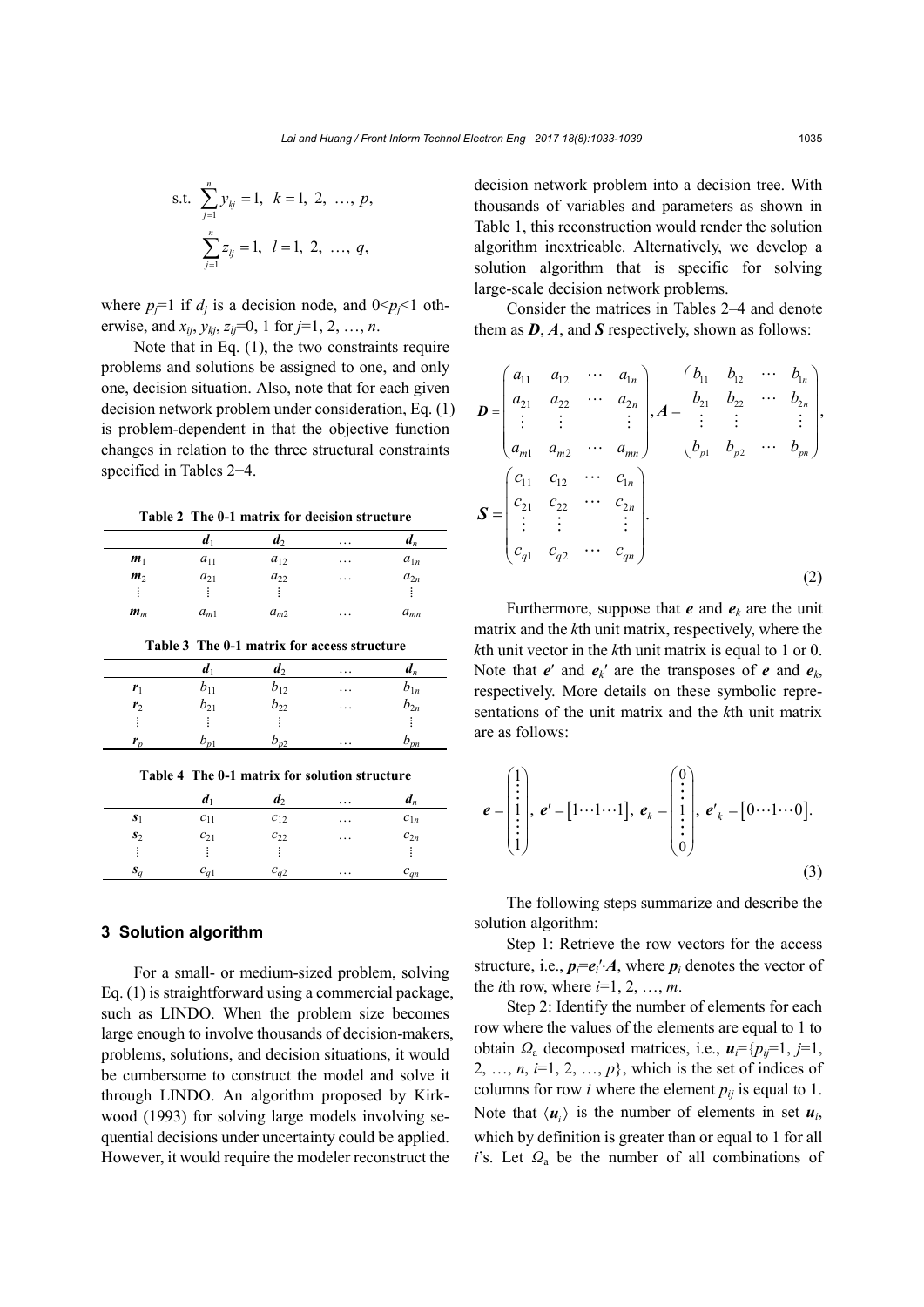$$\text{s.t.} \sum_{j=1}^{n} y_{kj} = 1,\ k = 1,\ 2,\ \ldots,\ p,$$

$$\sum_{j=1}^{n} z_{lj} = 1,\ l = 1,\ 2,\ \ldots,\ q,$$

where $p_j$=1 if $d_j$ is a decision node, and $0<p_j<1$ otherwise, and $x_{ij}$, $y_{kj}$, $z_{lj}$=0, 1 for $j$=1, 2, …, $n$.

Note that in Eq. (1), the two constraints require problems and solutions be assigned to one, and only one, decision situation. Also, note that for each given decision network problem under consideration, Eq. (1) is problem-dependent in that the objective function changes in relation to the three structural constraints specified in Tables 2–4.

**Table 2 The 0-1 matrix for decision structure**

| | $\boldsymbol{d}_1$ | $\boldsymbol{d}_2$ | … | $\boldsymbol{d}_n$ |
|---|---|---|---|---|
| $\boldsymbol{m}_1$ | $a_{11}$ | $a_{12}$ | … | $a_{1n}$ |
| $\boldsymbol{m}_2$ | $a_{21}$ | $a_{22}$ | … | $a_{2n}$ |
| ⋮ | ⋮ | ⋮ | | ⋮ |
| $\boldsymbol{m}_m$ | $a_{m1}$ | $a_{m2}$ | … | $a_{mn}$ |

**Table 3 The 0-1 matrix for access structure**

| | $\boldsymbol{d}_1$ | $\boldsymbol{d}_2$ | … | $\boldsymbol{d}_n$ |
|---|---|---|---|---|
| $\boldsymbol{r}_1$ | $b_{11}$ | $b_{12}$ | … | $b_{1n}$ |
| $\boldsymbol{r}_2$ | $b_{21}$ | $b_{22}$ | … | $b_{2n}$ |
| ⋮ | ⋮ | ⋮ | | ⋮ |
| $\boldsymbol{r}_p$ | $b_{p1}$ | $b_{p2}$ | … | $b_{pn}$ |

**Table 4 The 0-1 matrix for solution structure**

| | $\boldsymbol{d}_1$ | $\boldsymbol{d}_2$ | … | $\boldsymbol{d}_n$ |
|---|---|---|---|---|
| $\boldsymbol{s}_1$ | $c_{11}$ | $c_{12}$ | … | $c_{1n}$ |
| $\boldsymbol{s}_2$ | $c_{21}$ | $c_{22}$ | … | $c_{2n}$ |
| ⋮ | ⋮ | ⋮ | | ⋮ |
| $\boldsymbol{s}_q$ | $c_{q1}$ | $c_{q2}$ | … | $c_{qn}$ |

## 3 Solution algorithm

For a small- or medium-sized problem, solving Eq. (1) is straightforward using a commercial package, such as LINDO. When the problem size becomes large enough to involve thousands of decision-makers, problems, solutions, and decision situations, it would be cumbersome to construct the model and solve it through LINDO. An algorithm proposed by Kirkwood (1993) for solving large models involving sequential decisions under uncertainty could be applied. However, it would require the modeler reconstruct the decision network problem into a decision tree. With thousands of variables and parameters as shown in Table 1, this reconstruction would render the solution algorithm inextricable. Alternatively, we develop a solution algorithm that is specific for solving large-scale decision network problems.

Consider the matrices in Tables 2–4 and denote them as $\boldsymbol{D}$, $\boldsymbol{A}$, and $\boldsymbol{S}$ respectively, shown as follows:

$$\boldsymbol{D} = \begin{pmatrix} a_{11} & a_{12} & \cdots & a_{1n} \\ a_{21} & a_{22} & \cdots & a_{2n} \\ \vdots & \vdots & & \vdots \\ a_{m1} & a_{m2} & \cdots & a_{mn} \end{pmatrix}, \boldsymbol{A} = \begin{pmatrix} b_{11} & b_{12} & \cdots & b_{1n} \\ b_{21} & b_{22} & \cdots & b_{2n} \\ \vdots & \vdots & & \vdots \\ b_{p1} & b_{p2} & \cdots & b_{pn} \end{pmatrix},$$
$$\boldsymbol{S} = \begin{pmatrix} c_{11} & c_{12} & \cdots & c_{1n} \\ c_{21} & c_{22} & \cdots & c_{2n} \\ \vdots & \vdots & & \vdots \\ c_{q1} & c_{q2} & \cdots & c_{qn} \end{pmatrix}. \tag{2}$$

Furthermore, suppose that $\boldsymbol{e}$ and $\boldsymbol{e}_k$ are the unit matrix and the $k$th unit matrix, respectively, where the $k$th unit vector in the $k$th unit matrix is equal to 1 or 0. Note that $\boldsymbol{e}'$ and $\boldsymbol{e}_k'$ are the transposes of $\boldsymbol{e}$ and $\boldsymbol{e}_k$, respectively. More details on these symbolic representations of the unit matrix and the $k$th unit matrix are as follows:

$$\boldsymbol{e} = \begin{pmatrix} 1 \\ \vdots \\ 1 \\ \vdots \\ 1 \end{pmatrix},\ \boldsymbol{e}' = [1 \cdots 1 \cdots 1],\ \boldsymbol{e}_k = \begin{pmatrix} 0 \\ \vdots \\ 1 \\ \vdots \\ 0 \end{pmatrix},\ \boldsymbol{e}'_k = [0 \cdots 1 \cdots 0]. \tag{3}$$

The following steps summarize and describe the solution algorithm:

Step 1: Retrieve the row vectors for the access structure, i.e., $\boldsymbol{p}_i = \boldsymbol{e}_i' \cdot \boldsymbol{A}$, where $\boldsymbol{p}_i$ denotes the vector of the $i$th row, where $i$=1, 2, …, $m$.

Step 2: Identify the number of elements for each row where the values of the elements are equal to 1 to obtain $\Omega_\text{a}$ decomposed matrices, i.e., $\boldsymbol{u}_i=\{p_{ij}=1,\ j=1,\ 2,\ \ldots,\ n,\ i=1,\ 2,\ \ldots,\ p\}$, which is the set of indices of columns for row $i$ where the element $p_{ij}$ is equal to 1. Note that $\langle \boldsymbol{u}_i \rangle$ is the number of elements in set $\boldsymbol{u}_i$, which by definition is greater than or equal to 1 for all $i$'s. Let $\Omega_\text{a}$ be the number of all combinations of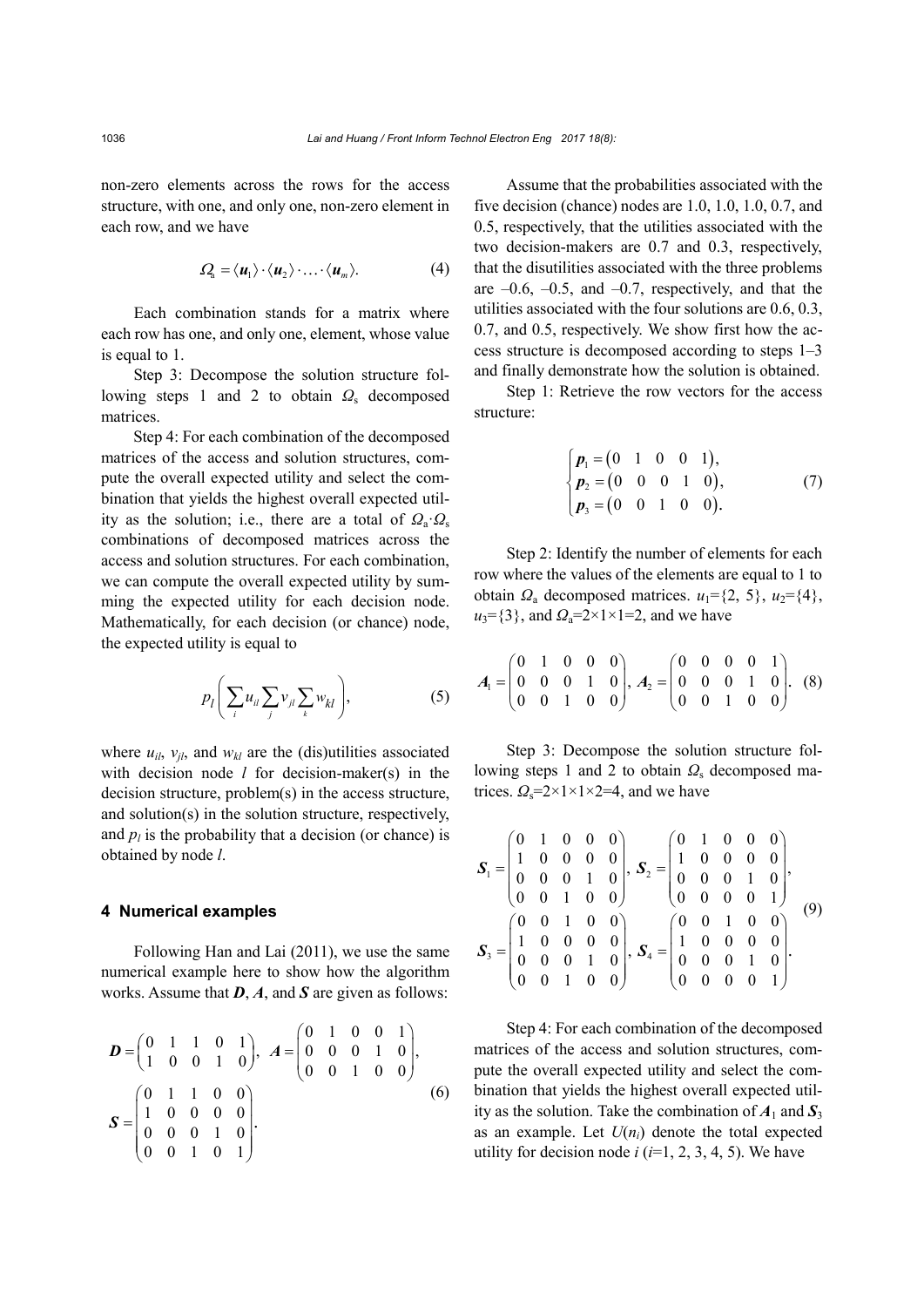non-zero elements across the rows for the access structure, with one, and only one, non-zero element in each row, and we have

$$\Omega_{\rm a}=\langle \boldsymbol{u}_1\rangle\cdot\langle \boldsymbol{u}_2\rangle\cdot\ldots\cdot\langle \boldsymbol{u}_m\rangle. \tag{4}$$

Each combination stands for a matrix where each row has one, and only one, element, whose value is equal to 1.

Step 3: Decompose the solution structure following steps 1 and 2 to obtain $\Omega_{\rm s}$ decomposed matrices.

Step 4: For each combination of the decomposed matrices of the access and solution structures, compute the overall expected utility and select the combination that yields the highest overall expected utility as the solution; i.e., there are a total of $\Omega_{\rm a}\cdot\Omega_{\rm s}$ combinations of decomposed matrices across the access and solution structures. For each combination, we can compute the overall expected utility by summing the expected utility for each decision node. Mathematically, for each decision (or chance) node, the expected utility is equal to

$$p_l\left(\sum_i u_{il}\sum_j v_{jl}\sum_k w_{kl}\right), \tag{5}$$

where $u_{il}$, $v_{jl}$, and $w_{kl}$ are the (dis)utilities associated with decision node $l$ for decision-maker(s) in the decision structure, problem(s) in the access structure, and solution(s) in the solution structure, respectively, and $p_l$ is the probability that a decision (or chance) is obtained by node $l$.

## 4 Numerical examples

Following Han and Lai (2011), we use the same numerical example here to show how the algorithm works. Assume that $\boldsymbol{D}$, $\boldsymbol{A}$, and $\boldsymbol{S}$ are given as follows:

$$\boldsymbol{D}=\begin{pmatrix}0&1&1&0&1\\1&0&0&1&0\end{pmatrix},\ \boldsymbol{A}=\begin{pmatrix}0&1&0&0&1\\0&0&0&1&0\\0&0&1&0&0\end{pmatrix},$$
$$\boldsymbol{S}=\begin{pmatrix}0&1&1&0&0\\1&0&0&0&0\\0&0&0&1&0\\0&0&1&0&1\end{pmatrix}. \tag{6}$$

Assume that the probabilities associated with the five decision (chance) nodes are 1.0, 1.0, 1.0, 0.7, and 0.5, respectively, that the utilities associated with the two decision-makers are 0.7 and 0.3, respectively, that the disutilities associated with the three problems are –0.6, –0.5, and –0.7, respectively, and that the utilities associated with the four solutions are 0.6, 0.3, 0.7, and 0.5, respectively. We show first how the access structure is decomposed according to steps 1–3 and finally demonstrate how the solution is obtained.

Step 1: Retrieve the row vectors for the access structure:

$$\begin{cases}\boldsymbol{p}_1=\begin{pmatrix}0&1&0&0&1\end{pmatrix},\\ \boldsymbol{p}_2=\begin{pmatrix}0&0&0&1&0\end{pmatrix},\\ \boldsymbol{p}_3=\begin{pmatrix}0&0&1&0&0\end{pmatrix}.\end{cases} \tag{7}$$

Step 2: Identify the number of elements for each row where the values of the elements are equal to 1 to obtain $\Omega_{\rm a}$ decomposed matrices. $u_1$={2, 5}, $u_2$={4}, $u_3$={3}, and $\Omega_{\rm a}$=2×1×1=2, and we have

$$\boldsymbol{A}_1=\begin{pmatrix}0&1&0&0&0\\0&0&0&1&0\\0&0&1&0&0\end{pmatrix},\ \boldsymbol{A}_2=\begin{pmatrix}0&0&0&0&1\\0&0&0&1&0\\0&0&1&0&0\end{pmatrix}. \tag{8}$$

Step 3: Decompose the solution structure following steps 1 and 2 to obtain $\Omega_{\rm s}$ decomposed matrices. $\Omega_{\rm s}$=2×1×1×2=4, and we have

$$\boldsymbol{S}_1=\begin{pmatrix}0&1&0&0&0\\1&0&0&0&0\\0&0&0&1&0\\0&0&1&0&0\end{pmatrix},\ \boldsymbol{S}_2=\begin{pmatrix}0&1&0&0&0\\1&0&0&0&0\\0&0&0&1&0\\0&0&0&0&1\end{pmatrix},$$
$$\boldsymbol{S}_3=\begin{pmatrix}0&0&1&0&0\\1&0&0&0&0\\0&0&0&1&0\\0&0&1&0&0\end{pmatrix},\ \boldsymbol{S}_4=\begin{pmatrix}0&0&1&0&0\\1&0&0&0&0\\0&0&0&1&0\\0&0&0&0&1\end{pmatrix}. \tag{9}$$

Step 4: For each combination of the decomposed matrices of the access and solution structures, compute the overall expected utility and select the combination that yields the highest overall expected utility as the solution. Take the combination of $\boldsymbol{A}_1$ and $\boldsymbol{S}_3$ as an example. Let $U(n_i)$ denote the total expected utility for decision node $i$ ($i$=1, 2, 3, 4, 5). We have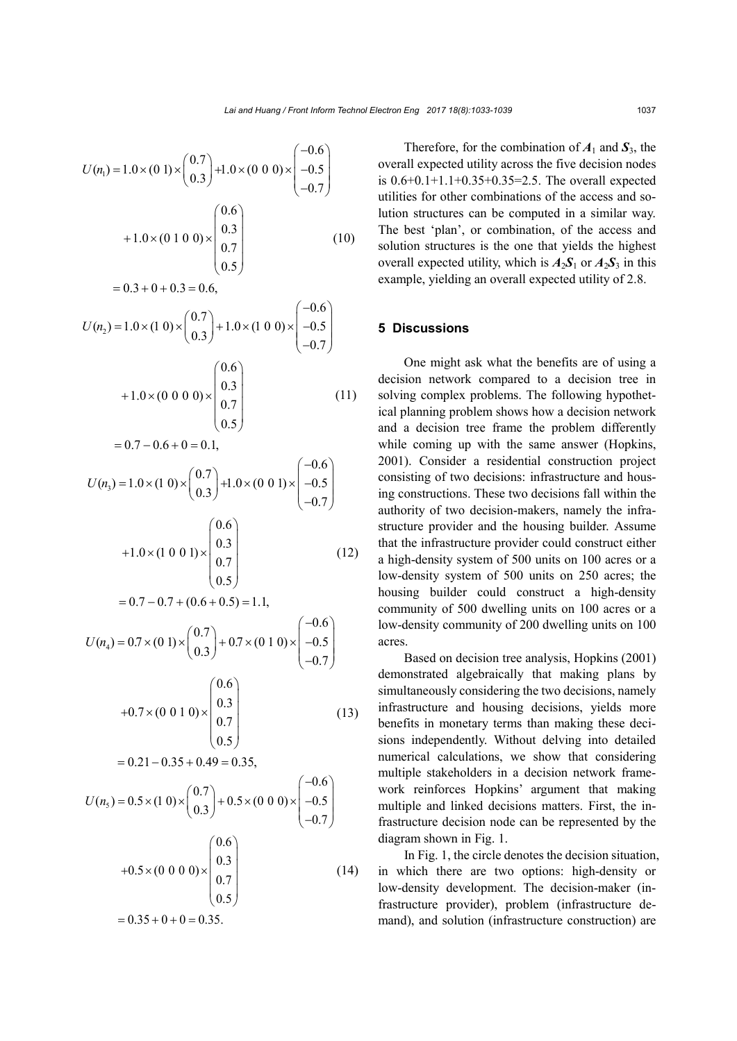$$
\begin{aligned}
U(n_1) &= 1.0 \times (0\ 1) \times \begin{pmatrix} 0.7 \\ 0.3 \end{pmatrix} + 1.0 \times (0\ 0\ 0) \times \begin{pmatrix} -0.6 \\ -0.5 \\ -0.7 \end{pmatrix} \\
&\quad + 1.0 \times (0\ 1\ 0\ 0) \times \begin{pmatrix} 0.6 \\ 0.3 \\ 0.7 \\ 0.5 \end{pmatrix} \\
&= 0.3 + 0 + 0.3 = 0.6,
\end{aligned}
\tag{10}
$$

$$
\begin{aligned}
U(n_2) &= 1.0 \times (1\ 0) \times \begin{pmatrix} 0.7 \\ 0.3 \end{pmatrix} + 1.0 \times (1\ 0\ 0) \times \begin{pmatrix} -0.6 \\ -0.5 \\ -0.7 \end{pmatrix} \\
&\quad + 1.0 \times (0\ 0\ 0\ 0) \times \begin{pmatrix} 0.6 \\ 0.3 \\ 0.7 \\ 0.5 \end{pmatrix} \\
&= 0.7 - 0.6 + 0 = 0.1,
\end{aligned}
\tag{11}
$$

$$
\begin{aligned}
U(n_3) &= 1.0 \times (1\ 0) \times \begin{pmatrix} 0.7 \\ 0.3 \end{pmatrix} + 1.0 \times (0\ 0\ 1) \times \begin{pmatrix} -0.6 \\ -0.5 \\ -0.7 \end{pmatrix} \\
&\quad + 1.0 \times (1\ 0\ 0\ 1) \times \begin{pmatrix} 0.6 \\ 0.3 \\ 0.7 \\ 0.5 \end{pmatrix} \\
&= 0.7 - 0.7 + (0.6 + 0.5) = 1.1,
\end{aligned}
\tag{12}
$$

$$
\begin{aligned}
U(n_4) &= 0.7 \times (0\ 1) \times \begin{pmatrix} 0.7 \\ 0.3 \end{pmatrix} + 0.7 \times (0\ 1\ 0) \times \begin{pmatrix} -0.6 \\ -0.5 \\ -0.7 \end{pmatrix} \\
&\quad + 0.7 \times (0\ 0\ 1\ 0) \times \begin{pmatrix} 0.6 \\ 0.3 \\ 0.7 \\ 0.5 \end{pmatrix} \\
&= 0.21 - 0.35 + 0.49 = 0.35,
\end{aligned}
\tag{13}
$$

$$
\begin{aligned}
U(n_5) &= 0.5 \times (1\ 0) \times \begin{pmatrix} 0.7 \\ 0.3 \end{pmatrix} + 0.5 \times (0\ 0\ 0) \times \begin{pmatrix} -0.6 \\ -0.5 \\ -0.7 \end{pmatrix} \\
&\quad + 0.5 \times (0\ 0\ 0\ 0) \times \begin{pmatrix} 0.6 \\ 0.3 \\ 0.7 \\ 0.5 \end{pmatrix} \\
&= 0.35 + 0 + 0 = 0.35.
\end{aligned}
\tag{14}
$$

Therefore, for the combination of $\boldsymbol{A}_1$ and $\boldsymbol{S}_3$, the overall expected utility across the five decision nodes is 0.6+0.1+1.1+0.35+0.35=2.5. The overall expected utilities for other combinations of the access and solution structures can be computed in a similar way. The best 'plan', or combination, of the access and solution structures is the one that yields the highest overall expected utility, which is $\boldsymbol{A}_2\boldsymbol{S}_1$ or $\boldsymbol{A}_2\boldsymbol{S}_3$ in this example, yielding an overall expected utility of 2.8.

## 5 Discussions

One might ask what the benefits are of using a decision network compared to a decision tree in solving complex problems. The following hypothetical planning problem shows how a decision network and a decision tree frame the problem differently while coming up with the same answer (Hopkins, 2001). Consider a residential construction project consisting of two decisions: infrastructure and housing constructions. These two decisions fall within the authority of two decision-makers, namely the infrastructure provider and the housing builder. Assume that the infrastructure provider could construct either a high-density system of 500 units on 100 acres or a low-density system of 500 units on 250 acres; the housing builder could construct a high-density community of 500 dwelling units on 100 acres or a low-density community of 200 dwelling units on 100 acres.

Based on decision tree analysis, Hopkins (2001) demonstrated algebraically that making plans by simultaneously considering the two decisions, namely infrastructure and housing decisions, yields more benefits in monetary terms than making these decisions independently. Without delving into detailed numerical calculations, we show that considering multiple stakeholders in a decision network framework reinforces Hopkins' argument that making multiple and linked decisions matters. First, the infrastructure decision node can be represented by the diagram shown in Fig. 1.

In Fig. 1, the circle denotes the decision situation, in which there are two options: high-density or low-density development. The decision-maker (infrastructure provider), problem (infrastructure demand), and solution (infrastructure construction) are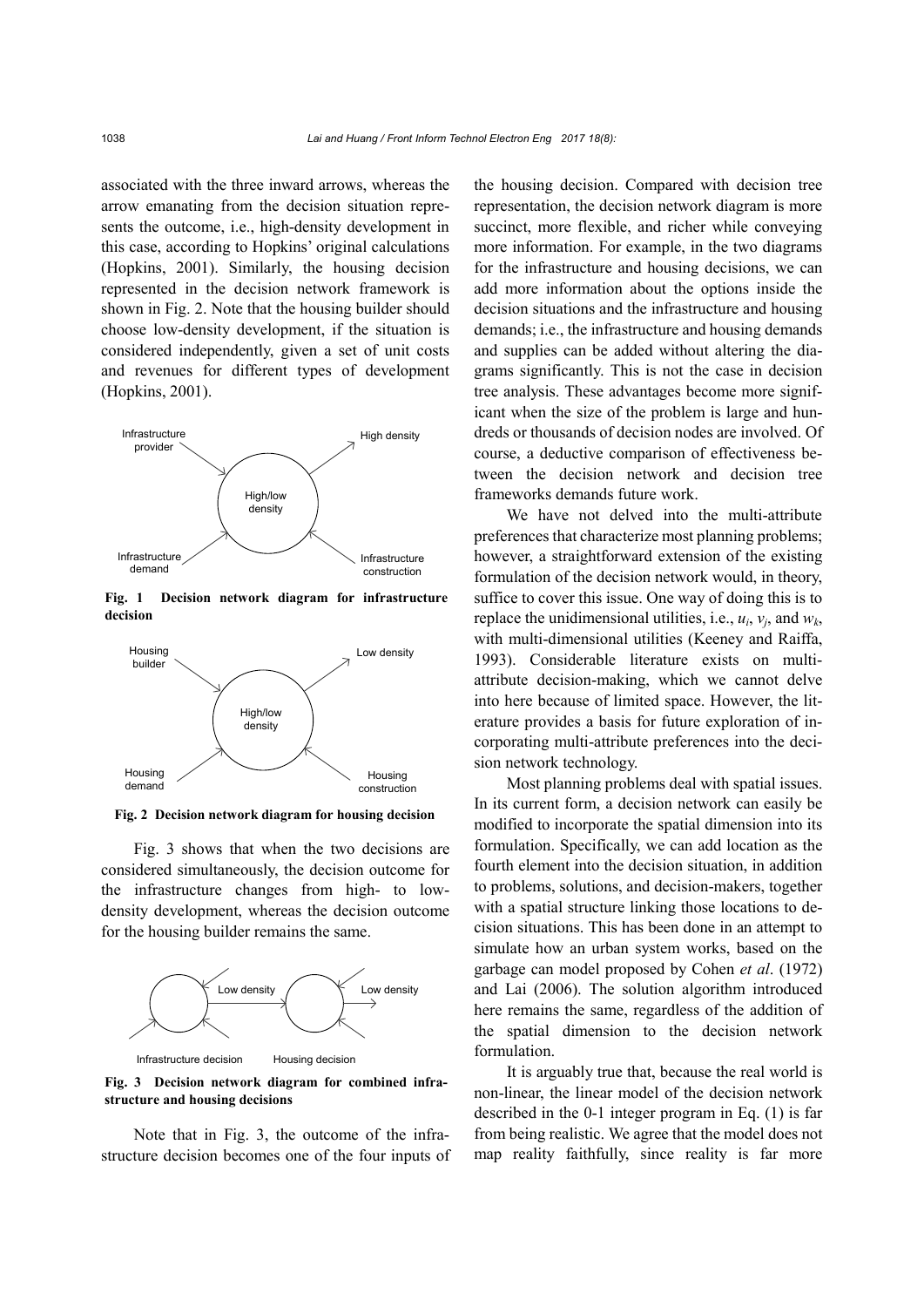associated with the three inward arrows, whereas the arrow emanating from the decision situation represents the outcome, i.e., high-density development in this case, according to Hopkins' original calculations (Hopkins, 2001). Similarly, the housing decision represented in the decision network framework is shown in Fig. 2. Note that the housing builder should choose low-density development, if the situation is considered independently, given a set of unit costs and revenues for different types of development (Hopkins, 2001).

**Fig. 1 Decision network diagram for infrastructure decision**

**Fig. 2 Decision network diagram for housing decision**

Fig. 3 shows that when the two decisions are considered simultaneously, the decision outcome for the infrastructure changes from high- to low-density development, whereas the decision outcome for the housing builder remains the same.

**Fig. 3 Decision network diagram for combined infrastructure and housing decisions**

Note that in Fig. 3, the outcome of the infrastructure decision becomes one of the four inputs of the housing decision. Compared with decision tree representation, the decision network diagram is more succinct, more flexible, and richer while conveying more information. For example, in the two diagrams for the infrastructure and housing decisions, we can add more information about the options inside the decision situations and the infrastructure and housing demands; i.e., the infrastructure and housing demands and supplies can be added without altering the diagrams significantly. This is not the case in decision tree analysis. These advantages become more significant when the size of the problem is large and hundreds or thousands of decision nodes are involved. Of course, a deductive comparison of effectiveness between the decision network and decision tree frameworks demands future work.

We have not delved into the multi-attribute preferences that characterize most planning problems; however, a straightforward extension of the existing formulation of the decision network would, in theory, suffice to cover this issue. One way of doing this is to replace the unidimensional utilities, i.e., $u_i$, $v_j$, and $w_k$, with multi-dimensional utilities (Keeney and Raiffa, 1993). Considerable literature exists on multi-attribute decision-making, which we cannot delve into here because of limited space. However, the literature provides a basis for future exploration of incorporating multi-attribute preferences into the decision network technology.

Most planning problems deal with spatial issues. In its current form, a decision network can easily be modified to incorporate the spatial dimension into its formulation. Specifically, we can add location as the fourth element into the decision situation, in addition to problems, solutions, and decision-makers, together with a spatial structure linking those locations to decision situations. This has been done in an attempt to simulate how an urban system works, based on the garbage can model proposed by Cohen *et al*. (1972) and Lai (2006). The solution algorithm introduced here remains the same, regardless of the addition of the spatial dimension to the decision network formulation.

It is arguably true that, because the real world is non-linear, the linear model of the decision network described in the 0-1 integer program in Eq. (1) is far from being realistic. We agree that the model does not map reality faithfully, since reality is far more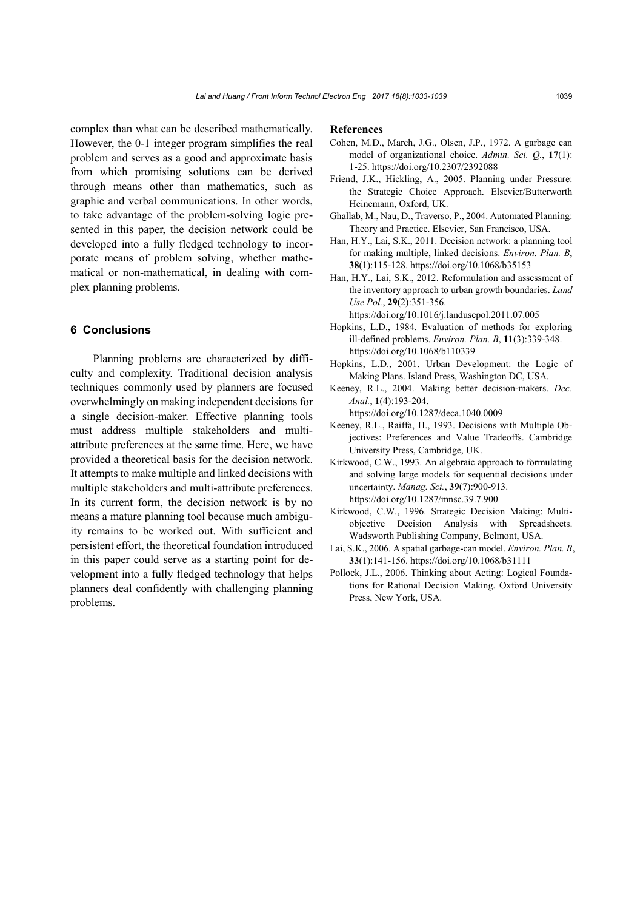complex than what can be described mathematically. However, the 0-1 integer program simplifies the real problem and serves as a good and approximate basis from which promising solutions can be derived through means other than mathematics, such as graphic and verbal communications. In other words, to take advantage of the problem-solving logic presented in this paper, the decision network could be developed into a fully fledged technology to incorporate means of problem solving, whether mathematical or non-mathematical, in dealing with complex planning problems.

## 6 Conclusions

Planning problems are characterized by difficulty and complexity. Traditional decision analysis techniques commonly used by planners are focused overwhelmingly on making independent decisions for a single decision-maker. Effective planning tools must address multiple stakeholders and multi-attribute preferences at the same time. Here, we have provided a theoretical basis for the decision network. It attempts to make multiple and linked decisions with multiple stakeholders and multi-attribute preferences. In its current form, the decision network is by no means a mature planning tool because much ambiguity remains to be worked out. With sufficient and persistent effort, the theoretical foundation introduced in this paper could serve as a starting point for development into a fully fledged technology that helps planners deal confidently with challenging planning problems.

## References

Cohen, M.D., March, J.G., Olsen, J.P., 1972. A garbage can model of organizational choice. *Admin. Sci. Q.*, **17**(1): 1-25. https://doi.org/10.2307/2392088

Friend, J.K., Hickling, A., 2005. Planning under Pressure: the Strategic Choice Approach. Elsevier/Butterworth Heinemann, Oxford, UK.

Ghallab, M., Nau, D., Traverso, P., 2004. Automated Planning: Theory and Practice. Elsevier, San Francisco, USA.

Han, H.Y., Lai, S.K., 2011. Decision network: a planning tool for making multiple, linked decisions. *Environ. Plan. B*, **38**(1):115-128. https://doi.org/10.1068/b35153

Han, H.Y., Lai, S.K., 2012. Reformulation and assessment of the inventory approach to urban growth boundaries. *Land Use Pol.*, **29**(2):351-356. https://doi.org/10.1016/j.landusepol.2011.07.005

Hopkins, L.D., 1984. Evaluation of methods for exploring ill-defined problems. *Environ. Plan. B*, **11**(3):339-348. https://doi.org/10.1068/b110339

Hopkins, L.D., 2001. Urban Development: the Logic of Making Plans. Island Press, Washington DC, USA.

Keeney, R.L., 2004. Making better decision-makers. *Dec. Anal.*, **1**(4):193-204. https://doi.org/10.1287/deca.1040.0009

Keeney, R.L., Raiffa, H., 1993. Decisions with Multiple Objectives: Preferences and Value Tradeoffs. Cambridge University Press, Cambridge, UK.

Kirkwood, C.W., 1993. An algebraic approach to formulating and solving large models for sequential decisions under uncertainty. *Manag. Sci.*, **39**(7):900-913. https://doi.org/10.1287/mnsc.39.7.900

Kirkwood, C.W., 1996. Strategic Decision Making: Multiobjective Decision Analysis with Spreadsheets. Wadsworth Publishing Company, Belmont, USA.

Lai, S.K., 2006. A spatial garbage-can model. *Environ. Plan. B*, **33**(1):141-156. https://doi.org/10.1068/b31111

Pollock, J.L., 2006. Thinking about Acting: Logical Foundations for Rational Decision Making. Oxford University Press, New York, USA.